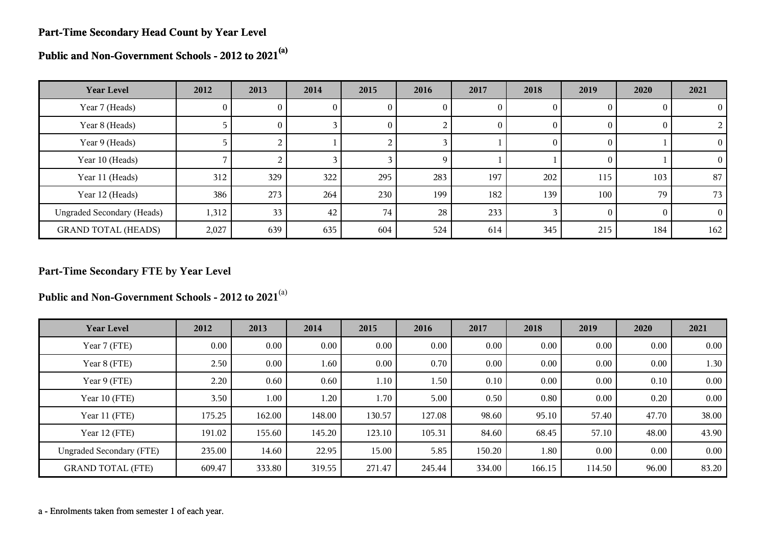## Part-Time Secondary Head Count by Year Level

## Public and Non-Government Schools - 2012 to 2021[a]

| Year Level | 2012 | 2013 | 2014 | 2015 | 2016 | 2017 | 2018 | 2019 | 2020 | 2021 |
|---|---|---|---|---|---|---|---|---|---|---|
| Year 7 (Heads) | 0 | 0 | 0 | 0 | 0 | 0 | 0 | 0 | 0 | 0 |
| Year 8 (Heads) | 5 | 0 | 3 | 0 | 2 | 0 | 0 | 0 | 0 | 2 |
| Year 9 (Heads) | 5 | 2 | 1 | 2 | 3 | 1 | 0 | 0 | 1 | 0 |
| Year 10 (Heads) | 7 | 2 | 3 | 3 | 9 | 1 | 1 | 0 | 1 | 0 |
| Year 11 (Heads) | 312 | 329 | 322 | 295 | 283 | 197 | 202 | 115 | 103 | 87 |
| Year 12 (Heads) | 386 | 273 | 264 | 230 | 199 | 182 | 139 | 100 | 79 | 73 |
| Ungraded Secondary (Heads) | 1,312 | 33 | 42 | 74 | 28 | 233 | 3 | 0 | 0 | 0 |
| GRAND TOTAL (HEADS) | 2,027 | 639 | 635 | 604 | 524 | 614 | 345 | 215 | 184 | 162 |

## Part-Time Secondary FTE by Year Level

## Public and Non-Government Schools - 2012 to 2021[a]

| Year Level | 2012 | 2013 | 2014 | 2015 | 2016 | 2017 | 2018 | 2019 | 2020 | 2021 |
|---|---|---|---|---|---|---|---|---|---|---|
| Year 7 (FTE) | 0.00 | 0.00 | 0.00 | 0.00 | 0.00 | 0.00 | 0.00 | 0.00 | 0.00 | 0.00 |
| Year 8 (FTE) | 2.50 | 0.00 | 1.60 | 0.00 | 0.70 | 0.00 | 0.00 | 0.00 | 0.00 | 1.30 |
| Year 9 (FTE) | 2.20 | 0.60 | 0.60 | 1.10 | 1.50 | 0.10 | 0.00 | 0.00 | 0.10 | 0.00 |
| Year 10 (FTE) | 3.50 | 1.00 | 1.20 | 1.70 | 5.00 | 0.50 | 0.80 | 0.00 | 0.20 | 0.00 |
| Year 11 (FTE) | 175.25 | 162.00 | 148.00 | 130.57 | 127.08 | 98.60 | 95.10 | 57.40 | 47.70 | 38.00 |
| Year 12 (FTE) | 191.02 | 155.60 | 145.20 | 123.10 | 105.31 | 84.60 | 68.45 | 57.10 | 48.00 | 43.90 |
| Ungraded Secondary (FTE) | 235.00 | 14.60 | 22.95 | 15.00 | 5.85 | 150.20 | 1.80 | 0.00 | 0.00 | 0.00 |
| GRAND TOTAL (FTE) | 609.47 | 333.80 | 319.55 | 271.47 | 245.44 | 334.00 | 166.15 | 114.50 | 96.00 | 83.20 |

a - Enrolments taken from semester 1 of each year.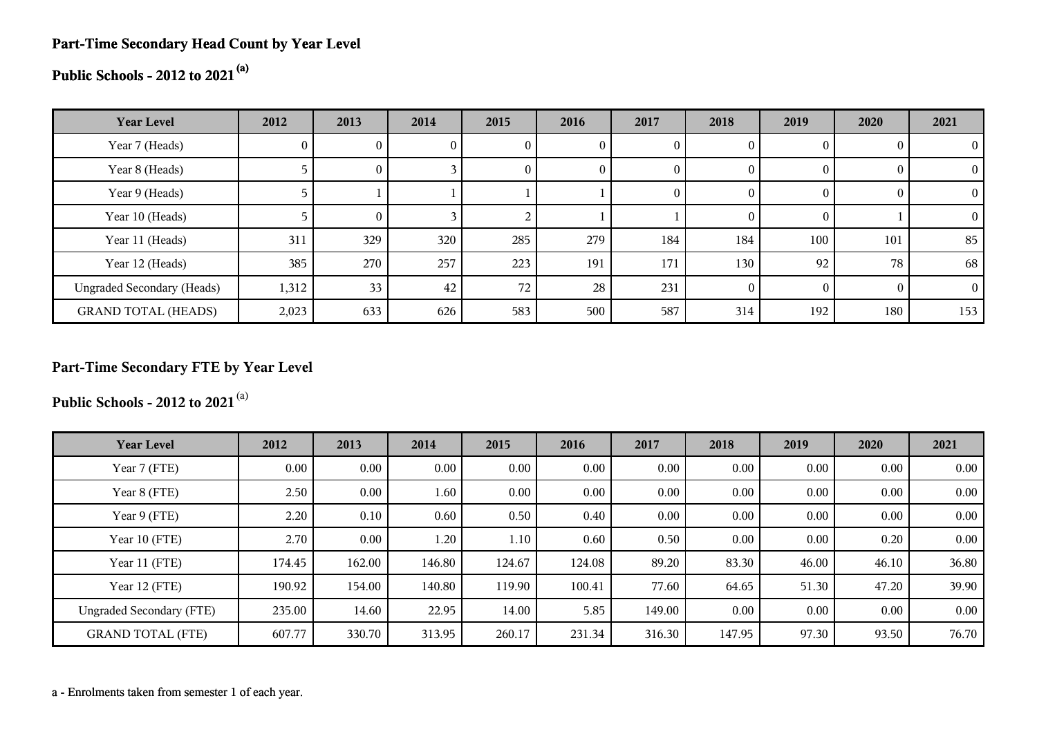## Part-Time Secondary Head Count by Year Level

## Public Schools - 2012 to 2021 [(a)]

| Year Level | 2012 | 2013 | 2014 | 2015 | 2016 | 2017 | 2018 | 2019 | 2020 | 2021 |
|---|---|---|---|---|---|---|---|---|---|---|
| Year 7 (Heads) | 0 | 0 | 0 | 0 | 0 | 0 | 0 | 0 | 0 | 0 |
| Year 8 (Heads) | 5 | 0 | 3 | 0 | 0 | 0 | 0 | 0 | 0 | 0 |
| Year 9 (Heads) | 5 | 1 | 1 | 1 | 1 | 0 | 0 | 0 | 0 | 0 |
| Year 10 (Heads) | 5 | 0 | 3 | 2 | 1 | 1 | 0 | 0 | 1 | 0 |
| Year 11 (Heads) | 311 | 329 | 320 | 285 | 279 | 184 | 184 | 100 | 101 | 85 |
| Year 12 (Heads) | 385 | 270 | 257 | 223 | 191 | 171 | 130 | 92 | 78 | 68 |
| Ungraded Secondary (Heads) | 1,312 | 33 | 42 | 72 | 28 | 231 | 0 | 0 | 0 | 0 |
| GRAND TOTAL (HEADS) | 2,023 | 633 | 626 | 583 | 500 | 587 | 314 | 192 | 180 | 153 |

## Part-Time Secondary FTE by Year Level

## Public Schools - 2012 to 2021 [(a)]

| Year Level | 2012 | 2013 | 2014 | 2015 | 2016 | 2017 | 2018 | 2019 | 2020 | 2021 |
|---|---|---|---|---|---|---|---|---|---|---|
| Year 7 (FTE) | 0.00 | 0.00 | 0.00 | 0.00 | 0.00 | 0.00 | 0.00 | 0.00 | 0.00 | 0.00 |
| Year 8 (FTE) | 2.50 | 0.00 | 1.60 | 0.00 | 0.00 | 0.00 | 0.00 | 0.00 | 0.00 | 0.00 |
| Year 9 (FTE) | 2.20 | 0.10 | 0.60 | 0.50 | 0.40 | 0.00 | 0.00 | 0.00 | 0.00 | 0.00 |
| Year 10 (FTE) | 2.70 | 0.00 | 1.20 | 1.10 | 0.60 | 0.50 | 0.00 | 0.00 | 0.20 | 0.00 |
| Year 11 (FTE) | 174.45 | 162.00 | 146.80 | 124.67 | 124.08 | 89.20 | 83.30 | 46.00 | 46.10 | 36.80 |
| Year 12 (FTE) | 190.92 | 154.00 | 140.80 | 119.90 | 100.41 | 77.60 | 64.65 | 51.30 | 47.20 | 39.90 |
| Ungraded Secondary (FTE) | 235.00 | 14.60 | 22.95 | 14.00 | 5.85 | 149.00 | 0.00 | 0.00 | 0.00 | 0.00 |
| GRAND TOTAL (FTE) | 607.77 | 330.70 | 313.95 | 260.17 | 231.34 | 316.30 | 147.95 | 97.30 | 93.50 | 76.70 |

a - Enrolments taken from semester 1 of each year.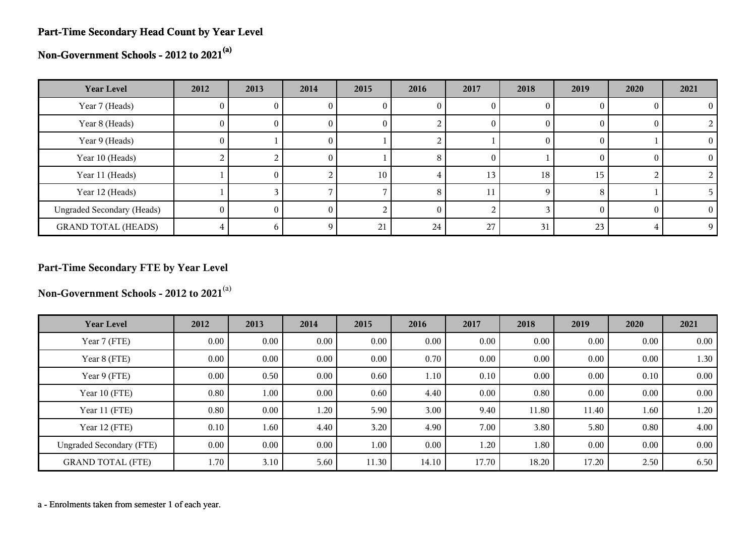## Part-Time Secondary Head Count by Year Level

## Non-Government Schools - 2012 to 2021[(a)]

| Year Level | 2012 | 2013 | 2014 | 2015 | 2016 | 2017 | 2018 | 2019 | 2020 | 2021 |
|---|---|---|---|---|---|---|---|---|---|---|
| Year 7 (Heads) | 0 | 0 | 0 | 0 | 0 | 0 | 0 | 0 | 0 | 0 |
| Year 8 (Heads) | 0 | 0 | 0 | 0 | 2 | 0 | 0 | 0 | 0 | 2 |
| Year 9 (Heads) | 0 | 1 | 0 | 1 | 2 | 1 | 0 | 0 | 1 | 0 |
| Year 10 (Heads) | 2 | 2 | 0 | 1 | 8 | 0 | 1 | 0 | 0 | 0 |
| Year 11 (Heads) | 1 | 0 | 2 | 10 | 4 | 13 | 18 | 15 | 2 | 2 |
| Year 12 (Heads) | 1 | 3 | 7 | 7 | 8 | 11 | 9 | 8 | 1 | 5 |
| Ungraded Secondary (Heads) | 0 | 0 | 0 | 2 | 0 | 2 | 3 | 0 | 0 | 0 |
| GRAND TOTAL (HEADS) | 4 | 6 | 9 | 21 | 24 | 27 | 31 | 23 | 4 | 9 |

## Part-Time Secondary FTE by Year Level

## Non-Government Schools - 2012 to 2021[(a)]

| Year Level | 2012 | 2013 | 2014 | 2015 | 2016 | 2017 | 2018 | 2019 | 2020 | 2021 |
|---|---|---|---|---|---|---|---|---|---|---|
| Year 7 (FTE) | 0.00 | 0.00 | 0.00 | 0.00 | 0.00 | 0.00 | 0.00 | 0.00 | 0.00 | 0.00 |
| Year 8 (FTE) | 0.00 | 0.00 | 0.00 | 0.00 | 0.70 | 0.00 | 0.00 | 0.00 | 0.00 | 1.30 |
| Year 9 (FTE) | 0.00 | 0.50 | 0.00 | 0.60 | 1.10 | 0.10 | 0.00 | 0.00 | 0.10 | 0.00 |
| Year 10 (FTE) | 0.80 | 1.00 | 0.00 | 0.60 | 4.40 | 0.00 | 0.80 | 0.00 | 0.00 | 0.00 |
| Year 11 (FTE) | 0.80 | 0.00 | 1.20 | 5.90 | 3.00 | 9.40 | 11.80 | 11.40 | 1.60 | 1.20 |
| Year 12 (FTE) | 0.10 | 1.60 | 4.40 | 3.20 | 4.90 | 7.00 | 3.80 | 5.80 | 0.80 | 4.00 |
| Ungraded Secondary (FTE) | 0.00 | 0.00 | 0.00 | 1.00 | 0.00 | 1.20 | 1.80 | 0.00 | 0.00 | 0.00 |
| GRAND TOTAL (FTE) | 1.70 | 3.10 | 5.60 | 11.30 | 14.10 | 17.70 | 18.20 | 17.20 | 2.50 | 6.50 |

a - Enrolments taken from semester 1 of each year.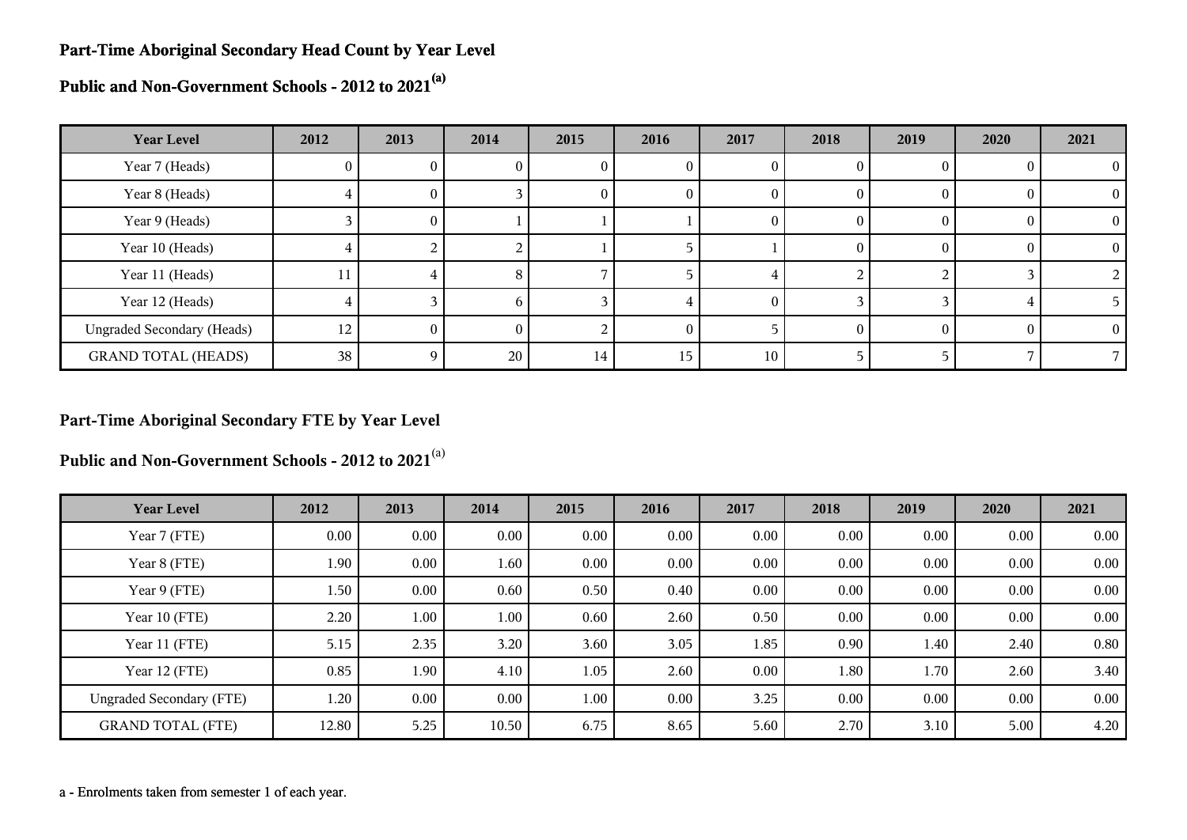## Part-Time Aboriginal Secondary Head Count by Year Level

## Public and Non-Government Schools - 2012 to 2021[(a)]

| Year Level | 2012 | 2013 | 2014 | 2015 | 2016 | 2017 | 2018 | 2019 | 2020 | 2021 |
|---|---|---|---|---|---|---|---|---|---|---|
| Year 7 (Heads) | 0 | 0 | 0 | 0 | 0 | 0 | 0 | 0 | 0 | 0 |
| Year 8 (Heads) | 4 | 0 | 3 | 0 | 0 | 0 | 0 | 0 | 0 | 0 |
| Year 9 (Heads) | 3 | 0 | 1 | 1 | 1 | 0 | 0 | 0 | 0 | 0 |
| Year 10 (Heads) | 4 | 2 | 2 | 1 | 5 | 1 | 0 | 0 | 0 | 0 |
| Year 11 (Heads) | 11 | 4 | 8 | 7 | 5 | 4 | 2 | 2 | 3 | 2 |
| Year 12 (Heads) | 4 | 3 | 6 | 3 | 4 | 0 | 3 | 3 | 4 | 5 |
| Ungraded Secondary (Heads) | 12 | 0 | 0 | 2 | 0 | 5 | 0 | 0 | 0 | 0 |
| GRAND TOTAL (HEADS) | 38 | 9 | 20 | 14 | 15 | 10 | 5 | 5 | 7 | 7 |

## Part-Time Aboriginal Secondary FTE by Year Level

## Public and Non-Government Schools - 2012 to 2021[(a)]

| Year Level | 2012 | 2013 | 2014 | 2015 | 2016 | 2017 | 2018 | 2019 | 2020 | 2021 |
|---|---|---|---|---|---|---|---|---|---|---|
| Year 7 (FTE) | 0.00 | 0.00 | 0.00 | 0.00 | 0.00 | 0.00 | 0.00 | 0.00 | 0.00 | 0.00 |
| Year 8 (FTE) | 1.90 | 0.00 | 1.60 | 0.00 | 0.00 | 0.00 | 0.00 | 0.00 | 0.00 | 0.00 |
| Year 9 (FTE) | 1.50 | 0.00 | 0.60 | 0.50 | 0.40 | 0.00 | 0.00 | 0.00 | 0.00 | 0.00 |
| Year 10 (FTE) | 2.20 | 1.00 | 1.00 | 0.60 | 2.60 | 0.50 | 0.00 | 0.00 | 0.00 | 0.00 |
| Year 11 (FTE) | 5.15 | 2.35 | 3.20 | 3.60 | 3.05 | 1.85 | 0.90 | 1.40 | 2.40 | 0.80 |
| Year 12 (FTE) | 0.85 | 1.90 | 4.10 | 1.05 | 2.60 | 0.00 | 1.80 | 1.70 | 2.60 | 3.40 |
| Ungraded Secondary (FTE) | 1.20 | 0.00 | 0.00 | 1.00 | 0.00 | 3.25 | 0.00 | 0.00 | 0.00 | 0.00 |
| GRAND TOTAL (FTE) | 12.80 | 5.25 | 10.50 | 6.75 | 8.65 | 5.60 | 2.70 | 3.10 | 5.00 | 4.20 |

a - Enrolments taken from semester 1 of each year.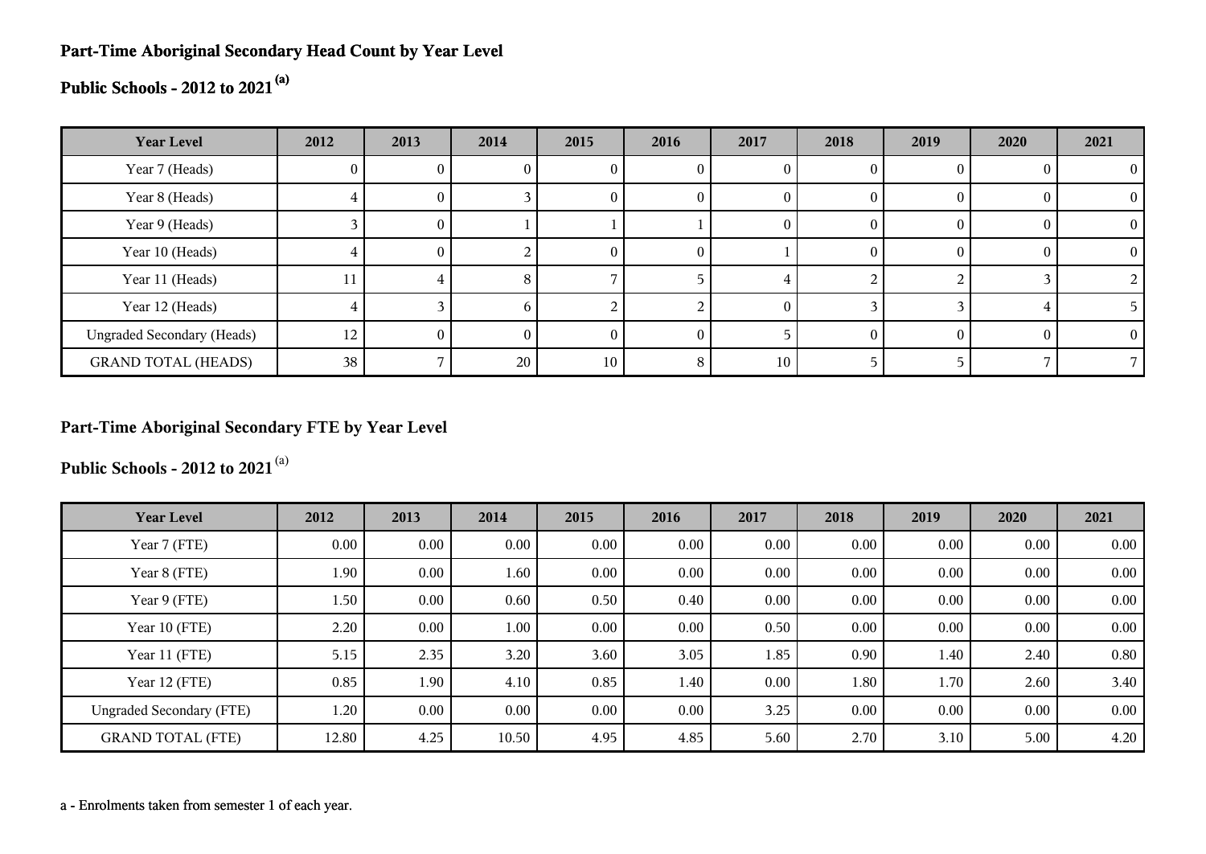**Part-Time Aboriginal Secondary Head Count by Year Level**

**Public Schools - 2012 to 2021** [(a)]

| Year Level | 2012 | 2013 | 2014 | 2015 | 2016 | 2017 | 2018 | 2019 | 2020 | 2021 |
|---|---|---|---|---|---|---|---|---|---|---|
| Year 7 (Heads) | 0 | 0 | 0 | 0 | 0 | 0 | 0 | 0 | 0 | 0 |
| Year 8 (Heads) | 4 | 0 | 3 | 0 | 0 | 0 | 0 | 0 | 0 | 0 |
| Year 9 (Heads) | 3 | 0 | 1 | 1 | 1 | 0 | 0 | 0 | 0 | 0 |
| Year 10 (Heads) | 4 | 0 | 2 | 0 | 0 | 1 | 0 | 0 | 0 | 0 |
| Year 11 (Heads) | 11 | 4 | 8 | 7 | 5 | 4 | 2 | 2 | 3 | 2 |
| Year 12 (Heads) | 4 | 3 | 6 | 2 | 2 | 0 | 3 | 3 | 4 | 5 |
| Ungraded Secondary (Heads) | 12 | 0 | 0 | 0 | 0 | 5 | 0 | 0 | 0 | 0 |
| GRAND TOTAL (HEADS) | 38 | 7 | 20 | 10 | 8 | 10 | 5 | 5 | 7 | 7 |

**Part-Time Aboriginal Secondary FTE by Year Level**

**Public Schools - 2012 to 2021** [(a)]

| Year Level | 2012 | 2013 | 2014 | 2015 | 2016 | 2017 | 2018 | 2019 | 2020 | 2021 |
|---|---|---|---|---|---|---|---|---|---|---|
| Year 7 (FTE) | 0.00 | 0.00 | 0.00 | 0.00 | 0.00 | 0.00 | 0.00 | 0.00 | 0.00 | 0.00 |
| Year 8 (FTE) | 1.90 | 0.00 | 1.60 | 0.00 | 0.00 | 0.00 | 0.00 | 0.00 | 0.00 | 0.00 |
| Year 9 (FTE) | 1.50 | 0.00 | 0.60 | 0.50 | 0.40 | 0.00 | 0.00 | 0.00 | 0.00 | 0.00 |
| Year 10 (FTE) | 2.20 | 0.00 | 1.00 | 0.00 | 0.00 | 0.50 | 0.00 | 0.00 | 0.00 | 0.00 |
| Year 11 (FTE) | 5.15 | 2.35 | 3.20 | 3.60 | 3.05 | 1.85 | 0.90 | 1.40 | 2.40 | 0.80 |
| Year 12 (FTE) | 0.85 | 1.90 | 4.10 | 0.85 | 1.40 | 0.00 | 1.80 | 1.70 | 2.60 | 3.40 |
| Ungraded Secondary (FTE) | 1.20 | 0.00 | 0.00 | 0.00 | 0.00 | 3.25 | 0.00 | 0.00 | 0.00 | 0.00 |
| GRAND TOTAL (FTE) | 12.80 | 4.25 | 10.50 | 4.95 | 4.85 | 5.60 | 2.70 | 3.10 | 5.00 | 4.20 |

a - Enrolments taken from semester 1 of each year.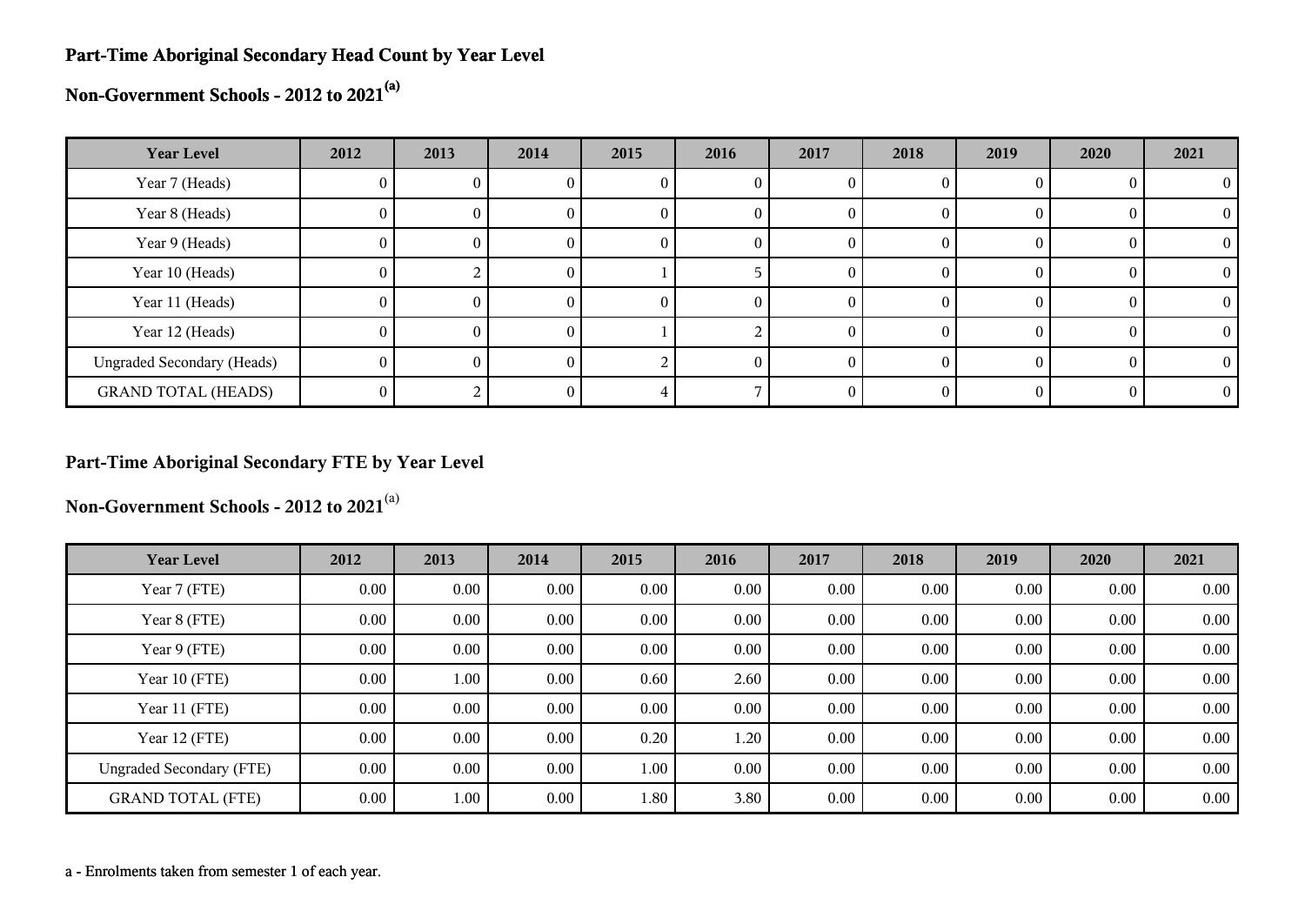**Part-Time Aboriginal Secondary Head Count by Year Level**

**Non-Government Schools - 2012 to 2021[(a)]**

| Year Level | 2012 | 2013 | 2014 | 2015 | 2016 | 2017 | 2018 | 2019 | 2020 | 2021 |
|---|---|---|---|---|---|---|---|---|---|---|
| Year 7 (Heads) | 0 | 0 | 0 | 0 | 0 | 0 | 0 | 0 | 0 | 0 |
| Year 8 (Heads) | 0 | 0 | 0 | 0 | 0 | 0 | 0 | 0 | 0 | 0 |
| Year 9 (Heads) | 0 | 0 | 0 | 0 | 0 | 0 | 0 | 0 | 0 | 0 |
| Year 10 (Heads) | 0 | 2 | 0 | 1 | 5 | 0 | 0 | 0 | 0 | 0 |
| Year 11 (Heads) | 0 | 0 | 0 | 0 | 0 | 0 | 0 | 0 | 0 | 0 |
| Year 12 (Heads) | 0 | 0 | 0 | 1 | 2 | 0 | 0 | 0 | 0 | 0 |
| Ungraded Secondary (Heads) | 0 | 0 | 0 | 2 | 0 | 0 | 0 | 0 | 0 | 0 |
| GRAND TOTAL (HEADS) | 0 | 2 | 0 | 4 | 7 | 0 | 0 | 0 | 0 | 0 |

**Part-Time Aboriginal Secondary FTE by Year Level**

**Non-Government Schools - 2012 to 2021[(a)]**

| Year Level | 2012 | 2013 | 2014 | 2015 | 2016 | 2017 | 2018 | 2019 | 2020 | 2021 |
|---|---|---|---|---|---|---|---|---|---|---|
| Year 7 (FTE) | 0.00 | 0.00 | 0.00 | 0.00 | 0.00 | 0.00 | 0.00 | 0.00 | 0.00 | 0.00 |
| Year 8 (FTE) | 0.00 | 0.00 | 0.00 | 0.00 | 0.00 | 0.00 | 0.00 | 0.00 | 0.00 | 0.00 |
| Year 9 (FTE) | 0.00 | 0.00 | 0.00 | 0.00 | 0.00 | 0.00 | 0.00 | 0.00 | 0.00 | 0.00 |
| Year 10 (FTE) | 0.00 | 1.00 | 0.00 | 0.60 | 2.60 | 0.00 | 0.00 | 0.00 | 0.00 | 0.00 |
| Year 11 (FTE) | 0.00 | 0.00 | 0.00 | 0.00 | 0.00 | 0.00 | 0.00 | 0.00 | 0.00 | 0.00 |
| Year 12 (FTE) | 0.00 | 0.00 | 0.00 | 0.20 | 1.20 | 0.00 | 0.00 | 0.00 | 0.00 | 0.00 |
| Ungraded Secondary (FTE) | 0.00 | 0.00 | 0.00 | 1.00 | 0.00 | 0.00 | 0.00 | 0.00 | 0.00 | 0.00 |
| GRAND TOTAL (FTE) | 0.00 | 1.00 | 0.00 | 1.80 | 3.80 | 0.00 | 0.00 | 0.00 | 0.00 | 0.00 |

a - Enrolments taken from semester 1 of each year.